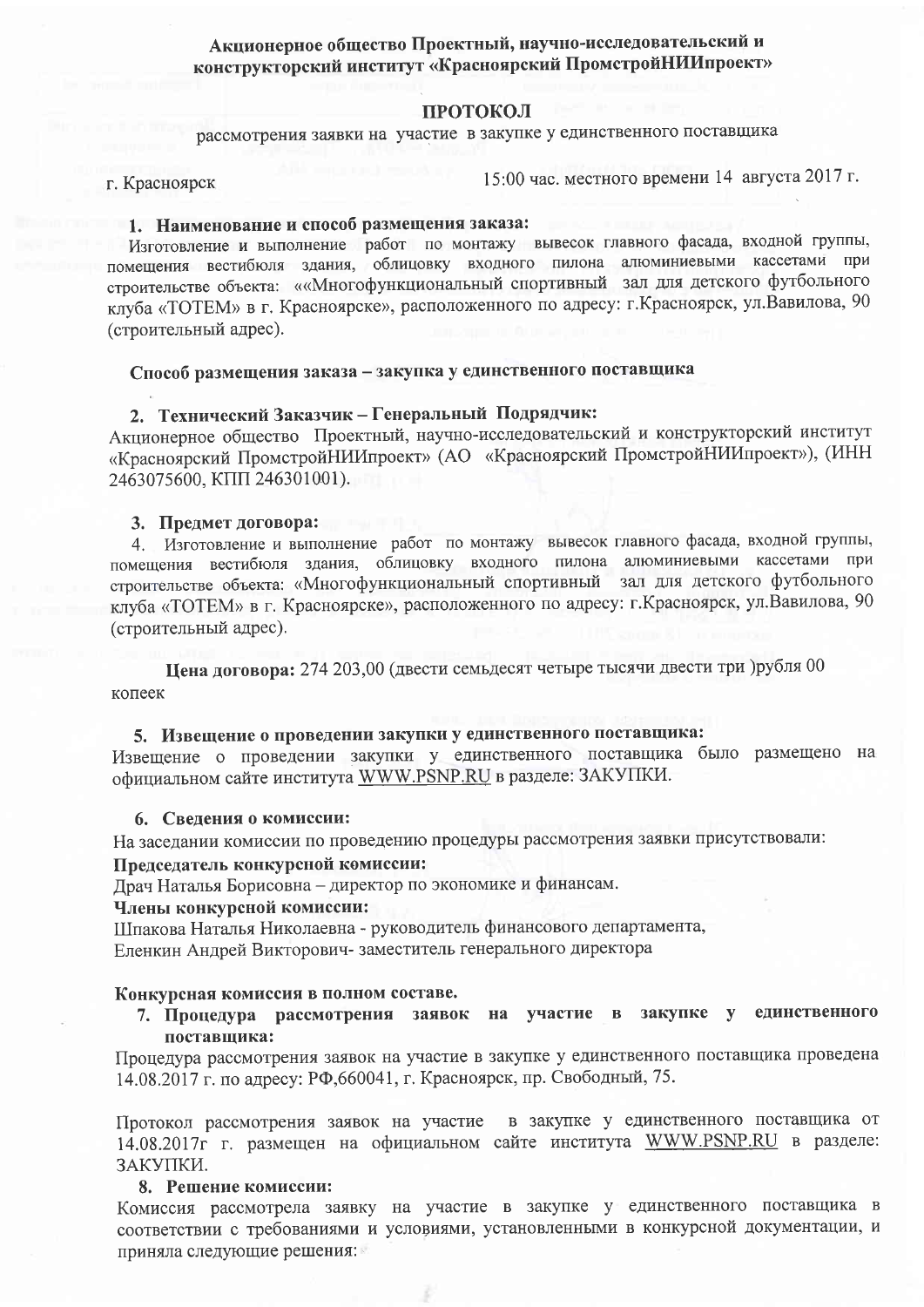**Акционерное общество Проектный, научно-исследовательский и конструкторский институт «Красноярский ПромстройНИИпроект»**

## ПРОТОКОЛ

рассмотрения заявки на участие в закупке у единственного поставщика

г. Красноярск 15:00 час. местного времени 14 августа 2017 г.

**1. Наименование и способ размещения заказа:**

Изготовление и выполнение работ по монтажу вывесок главного фасада, входной группы, помещения вестибюля здания, облицовку входного пилона алюминиевыми кассетами при строительстве объекта: ««Многофункциональный спортивный зал для детского футбольного клуба «ТОТЕМ» в г. Красноярске», расположенного по адресу: г.Красноярск, ул.Вавилова, 90 (строительный адрес).

**Способ размещения заказа – закупка у единственного поставщика**

**2. Технический Заказчик – Генеральный Подрядчик:**

Акционерное общество Проектный, научно-исследовательский и конструкторский институт «Красноярский ПромстройНИИпроект» (АО «Красноярский ПромстройНИИпроект»), (ИНН 2463075600, КПП 246301001).

**3. Предмет договора:**

4. Изготовление и выполнение работ по монтажу вывесок главного фасада, входной группы, помещения вестибюля здания, облицовку входного пилона алюминиевыми кассетами при строительстве объекта: «Многофункциональный спортивный зал для детского футбольного клуба «ТОТЕМ» в г. Красноярске», расположенного по адресу: г.Красноярск, ул.Вавилова, 90 (строительный адрес).

**Цена договора:** 274 203,00 (двести семьдесят четыре тысячи двести три )рубля 00 копеек

**5. Извещение о проведении закупки у единственного поставщика:**

Извещение о проведении закупки у единственного поставщика было размещено на официальном сайте института WWW.PSNP.RU в разделе: ЗАКУПКИ.

**6. Сведения о комиссии:**

На заседании комиссии по проведению процедуры рассмотрения заявки присутствовали:

**Председатель конкурсной комиссии:**

Драч Наталья Борисовна – директор по экономике и финансам.

**Члены конкурсной комиссии:**

Шпакова Наталья Николаевна - руководитель финансового департамента,

Еленкин Андрей Викторович- заместитель генерального директора

**Конкурсная комиссия в полном составе.**

**7. Процедура рассмотрения заявок на участие в закупке у единственного поставщика:**

Процедура рассмотрения заявок на участие в закупке у единственного поставщика проведена 14.08.2017 г. по адресу: РФ,660041, г. Красноярск, пр. Свободный, 75.

Протокол рассмотрения заявок на участие в закупке у единственного поставщика от 14.08.2017г г. размещен на официальном сайте института WWW.PSNP.RU в разделе: ЗАКУПКИ.

**8. Решение комиссии:**

Комиссия рассмотрела заявку на участие в закупке у единственного поставщика в соответствии с требованиями и условиями, установленными в конкурсной документации, и приняла следующие решения: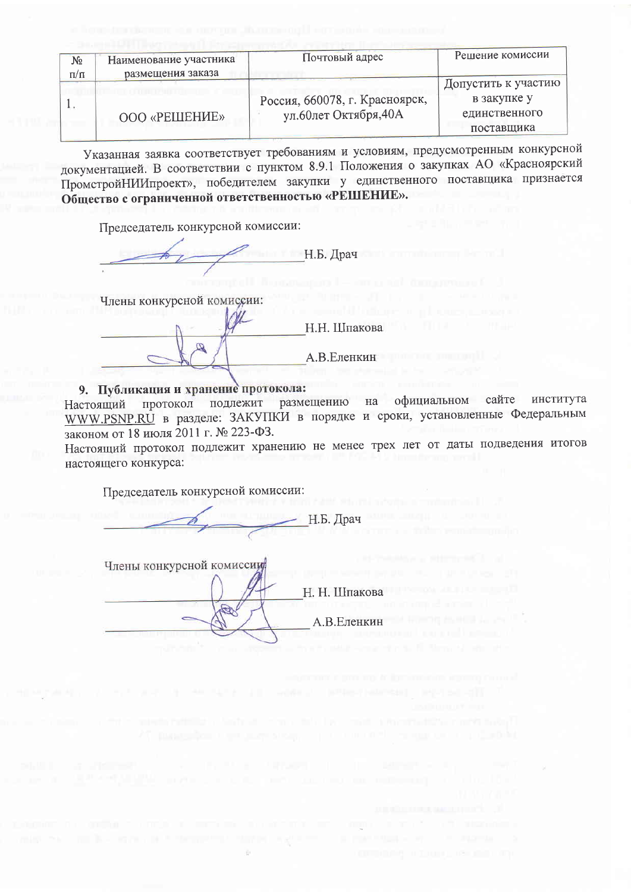| № п/п | Наименование участника размещения заказа | Почтовый адрес | Решение комиссии |
|---|---|---|---|
| 1. | ООО «РЕШЕНИЕ» | Россия, 660078, г. Красноярск, ул.60лет Октября,40А | Допустить к участию в закупке у единственного поставщика |

Указанная заявка соответствует требованиям и условиям, предусмотренным конкурсной документацией. В соответствии с пунктом 8.9.1 Положения о закупках АО «Красноярский ПромстройНИИпроект», победителем закупки у единственного поставщика признается **Общество с ограниченной ответственностью «РЕШЕНИЕ».**

Председатель конкурсной комиссии:

_______________________________Н.Б. Драч

Члены конкурсной комиссии:

_______________________________Н.Н. Шпакова

_______________________________А.В.Еленкин

**9. Публикация и хранение протокола:**

Настоящий протокол подлежит размещению на официальном сайте института WWW.PSNP.RU в разделе: ЗАКУПКИ в порядке и сроки, установленные Федеральным законом от 18 июля 2011 г. № 223-ФЗ.

Настоящий протокол подлежит хранению не менее трех лет от даты подведения итогов настоящего конкурса:

Председатель конкурсной комиссии:

_______________________________Н.Б. Драч

Члены конкурсной комиссии:

_______________________________Н. Н. Шпакова

_______________________________А.В.Еленкин